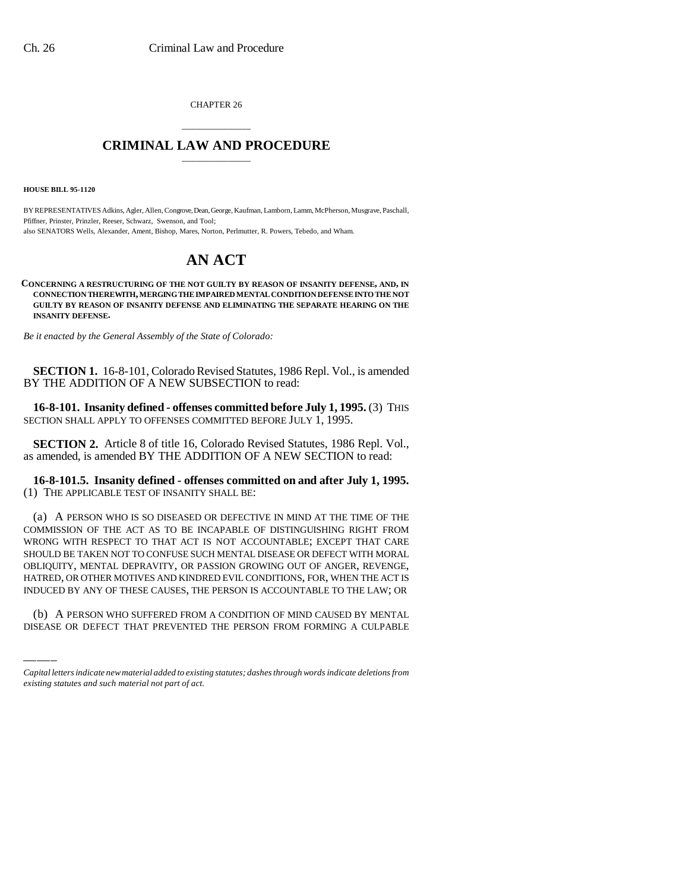CHAPTER 26

# CRIMINAL LAW AND PROCEDURE

**HOUSE BILL 95-1120**

BY REPRESENTATIVES Adkins, Agler, Allen, Congrove, Dean, George, Kaufman, Lamborn, Lamm, McPherson, Musgrave, Paschall, Pfiffner, Prinster, Prinzler, Reeser, Schwarz, Swenson, and Tool;
also SENATORS Wells, Alexander, Ament, Bishop, Mares, Norton, Perlmutter, R. Powers, Tebedo, and Wham.

# AN ACT

**CONCERNING A RESTRUCTURING OF THE NOT GUILTY BY REASON OF INSANITY DEFENSE, AND, IN CONNECTION THEREWITH, MERGING THE IMPAIRED MENTAL CONDITION DEFENSE INTO THE NOT GUILTY BY REASON OF INSANITY DEFENSE AND ELIMINATING THE SEPARATE HEARING ON THE INSANITY DEFENSE.**

*Be it enacted by the General Assembly of the State of Colorado:*

**SECTION 1.** 16-8-101, Colorado Revised Statutes, 1986 Repl. Vol., is amended BY THE ADDITION OF A NEW SUBSECTION to read:

**16-8-101. Insanity defined - offenses committed before July 1, 1995.** (3) THIS SECTION SHALL APPLY TO OFFENSES COMMITTED BEFORE JULY 1, 1995.

**SECTION 2.** Article 8 of title 16, Colorado Revised Statutes, 1986 Repl. Vol., as amended, is amended BY THE ADDITION OF A NEW SECTION to read:

**16-8-101.5. Insanity defined - offenses committed on and after July 1, 1995.** (1) THE APPLICABLE TEST OF INSANITY SHALL BE:

(a) A PERSON WHO IS SO DISEASED OR DEFECTIVE IN MIND AT THE TIME OF THE COMMISSION OF THE ACT AS TO BE INCAPABLE OF DISTINGUISHING RIGHT FROM WRONG WITH RESPECT TO THAT ACT IS NOT ACCOUNTABLE; EXCEPT THAT CARE SHOULD BE TAKEN NOT TO CONFUSE SUCH MENTAL DISEASE OR DEFECT WITH MORAL OBLIQUITY, MENTAL DEPRAVITY, OR PASSION GROWING OUT OF ANGER, REVENGE, HATRED, OR OTHER MOTIVES AND KINDRED EVIL CONDITIONS, FOR, WHEN THE ACT IS INDUCED BY ANY OF THESE CAUSES, THE PERSON IS ACCOUNTABLE TO THE LAW; OR

(b) A PERSON WHO SUFFERED FROM A CONDITION OF MIND CAUSED BY MENTAL DISEASE OR DEFECT THAT PREVENTED THE PERSON FROM FORMING A CULPABLE

*Capital letters indicate new material added to existing statutes; dashes through words indicate deletions from existing statutes and such material not part of act.*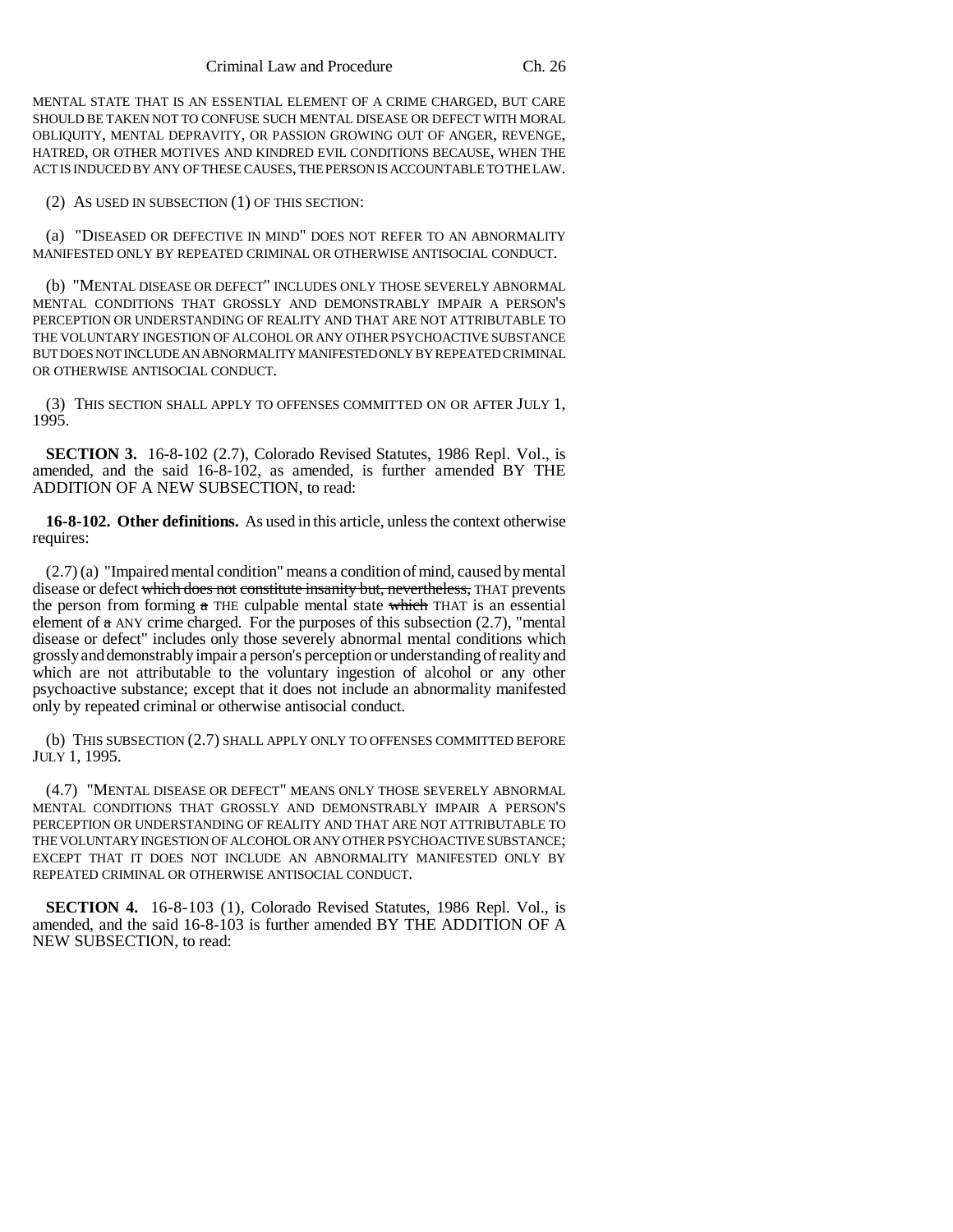MENTAL STATE THAT IS AN ESSENTIAL ELEMENT OF A CRIME CHARGED, BUT CARE SHOULD BE TAKEN NOT TO CONFUSE SUCH MENTAL DISEASE OR DEFECT WITH MORAL OBLIQUITY, MENTAL DEPRAVITY, OR PASSION GROWING OUT OF ANGER, REVENGE, HATRED, OR OTHER MOTIVES AND KINDRED EVIL CONDITIONS BECAUSE, WHEN THE ACT IS INDUCED BY ANY OF THESE CAUSES, THE PERSON IS ACCOUNTABLE TO THE LAW.

(2) AS USED IN SUBSECTION (1) OF THIS SECTION:

(a) "DISEASED OR DEFECTIVE IN MIND" DOES NOT REFER TO AN ABNORMALITY MANIFESTED ONLY BY REPEATED CRIMINAL OR OTHERWISE ANTISOCIAL CONDUCT.

(b) "MENTAL DISEASE OR DEFECT" INCLUDES ONLY THOSE SEVERELY ABNORMAL MENTAL CONDITIONS THAT GROSSLY AND DEMONSTRABLY IMPAIR A PERSON'S PERCEPTION OR UNDERSTANDING OF REALITY AND THAT ARE NOT ATTRIBUTABLE TO THE VOLUNTARY INGESTION OF ALCOHOL OR ANY OTHER PSYCHOACTIVE SUBSTANCE BUT DOES NOT INCLUDE AN ABNORMALITY MANIFESTED ONLY BY REPEATED CRIMINAL OR OTHERWISE ANTISOCIAL CONDUCT.

(3) THIS SECTION SHALL APPLY TO OFFENSES COMMITTED ON OR AFTER JULY 1, 1995.

**SECTION 3.** 16-8-102 (2.7), Colorado Revised Statutes, 1986 Repl. Vol., is amended, and the said 16-8-102, as amended, is further amended BY THE ADDITION OF A NEW SUBSECTION, to read:

**16-8-102. Other definitions.** As used in this article, unless the context otherwise requires:

(2.7) (a) "Impaired mental condition" means a condition of mind, caused by mental disease or defect ~~which does not constitute insanity but, nevertheless,~~ THAT prevents the person from forming ~~a~~ THE culpable mental state ~~which~~ THAT is an essential element of ~~a~~ ANY crime charged. For the purposes of this subsection (2.7), "mental disease or defect" includes only those severely abnormal mental conditions which grossly and demonstrably impair a person's perception or understanding of reality and which are not attributable to the voluntary ingestion of alcohol or any other psychoactive substance; except that it does not include an abnormality manifested only by repeated criminal or otherwise antisocial conduct.

(b) THIS SUBSECTION (2.7) SHALL APPLY ONLY TO OFFENSES COMMITTED BEFORE JULY 1, 1995.

(4.7) "MENTAL DISEASE OR DEFECT" MEANS ONLY THOSE SEVERELY ABNORMAL MENTAL CONDITIONS THAT GROSSLY AND DEMONSTRABLY IMPAIR A PERSON'S PERCEPTION OR UNDERSTANDING OF REALITY AND THAT ARE NOT ATTRIBUTABLE TO THE VOLUNTARY INGESTION OF ALCOHOL OR ANY OTHER PSYCHOACTIVE SUBSTANCE; EXCEPT THAT IT DOES NOT INCLUDE AN ABNORMALITY MANIFESTED ONLY BY REPEATED CRIMINAL OR OTHERWISE ANTISOCIAL CONDUCT.

**SECTION 4.** 16-8-103 (1), Colorado Revised Statutes, 1986 Repl. Vol., is amended, and the said 16-8-103 is further amended BY THE ADDITION OF A NEW SUBSECTION, to read: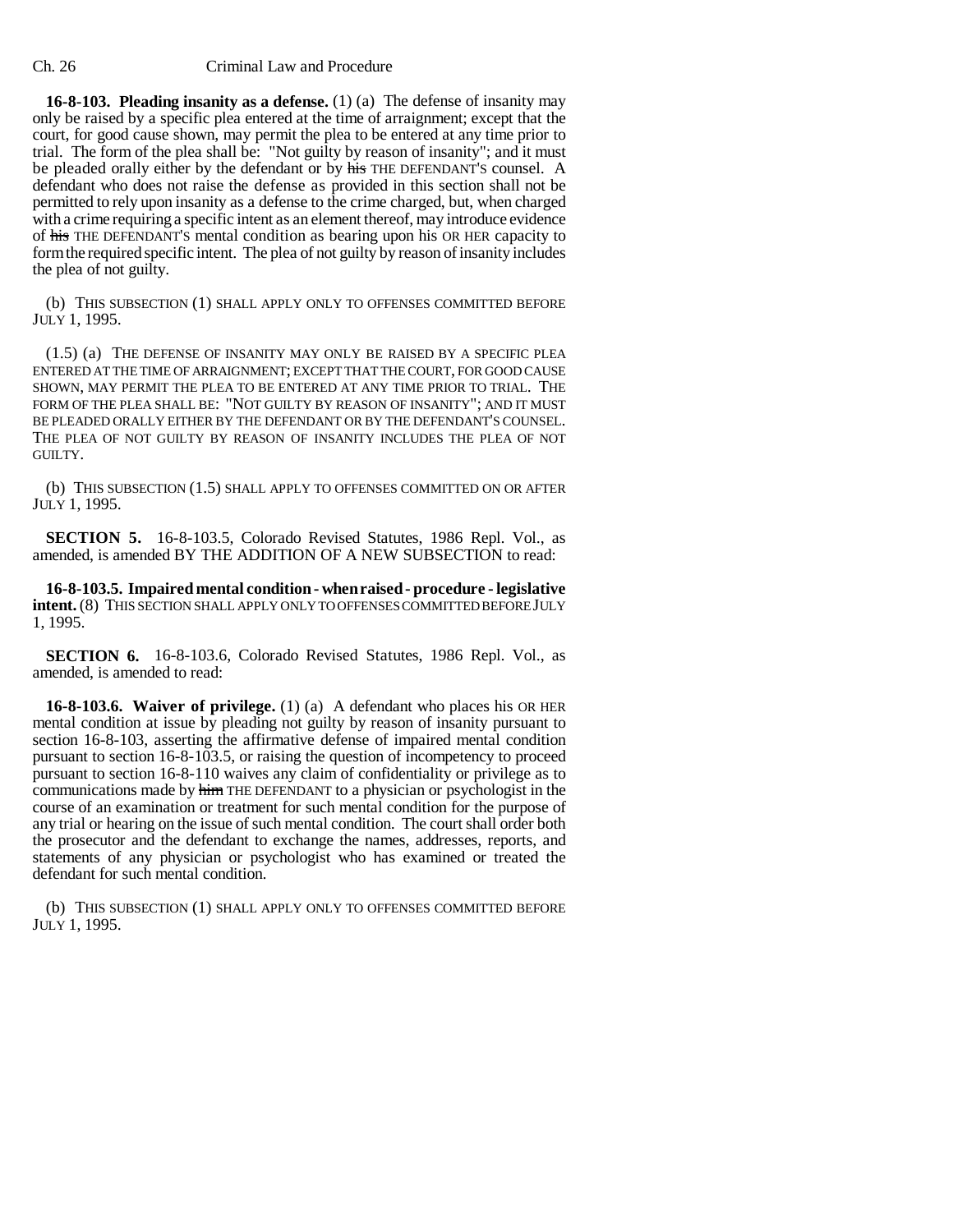**16-8-103. Pleading insanity as a defense.** (1) (a) The defense of insanity may only be raised by a specific plea entered at the time of arraignment; except that the court, for good cause shown, may permit the plea to be entered at any time prior to trial. The form of the plea shall be: "Not guilty by reason of insanity"; and it must be pleaded orally either by the defendant or by ~~his~~ THE DEFENDANT'S counsel. A defendant who does not raise the defense as provided in this section shall not be permitted to rely upon insanity as a defense to the crime charged, but, when charged with a crime requiring a specific intent as an element thereof, may introduce evidence of ~~his~~ THE DEFENDANT'S mental condition as bearing upon his OR HER capacity to form the required specific intent. The plea of not guilty by reason of insanity includes the plea of not guilty.

(b) THIS SUBSECTION (1) SHALL APPLY ONLY TO OFFENSES COMMITTED BEFORE JULY 1, 1995.

(1.5) (a) THE DEFENSE OF INSANITY MAY ONLY BE RAISED BY A SPECIFIC PLEA ENTERED AT THE TIME OF ARRAIGNMENT; EXCEPT THAT THE COURT, FOR GOOD CAUSE SHOWN, MAY PERMIT THE PLEA TO BE ENTERED AT ANY TIME PRIOR TO TRIAL. THE FORM OF THE PLEA SHALL BE: "NOT GUILTY BY REASON OF INSANITY"; AND IT MUST BE PLEADED ORALLY EITHER BY THE DEFENDANT OR BY THE DEFENDANT'S COUNSEL. THE PLEA OF NOT GUILTY BY REASON OF INSANITY INCLUDES THE PLEA OF NOT GUILTY.

(b) THIS SUBSECTION (1.5) SHALL APPLY TO OFFENSES COMMITTED ON OR AFTER JULY 1, 1995.

**SECTION 5.** 16-8-103.5, Colorado Revised Statutes, 1986 Repl. Vol., as amended, is amended BY THE ADDITION OF A NEW SUBSECTION to read:

**16-8-103.5. Impaired mental condition - when raised - procedure - legislative intent.** (8) THIS SECTION SHALL APPLY ONLY TO OFFENSES COMMITTED BEFORE JULY 1, 1995.

**SECTION 6.** 16-8-103.6, Colorado Revised Statutes, 1986 Repl. Vol., as amended, is amended to read:

**16-8-103.6. Waiver of privilege.** (1) (a) A defendant who places his OR HER mental condition at issue by pleading not guilty by reason of insanity pursuant to section 16-8-103, asserting the affirmative defense of impaired mental condition pursuant to section 16-8-103.5, or raising the question of incompetency to proceed pursuant to section 16-8-110 waives any claim of confidentiality or privilege as to communications made by ~~him~~ THE DEFENDANT to a physician or psychologist in the course of an examination or treatment for such mental condition for the purpose of any trial or hearing on the issue of such mental condition. The court shall order both the prosecutor and the defendant to exchange the names, addresses, reports, and statements of any physician or psychologist who has examined or treated the defendant for such mental condition.

(b) THIS SUBSECTION (1) SHALL APPLY ONLY TO OFFENSES COMMITTED BEFORE JULY 1, 1995.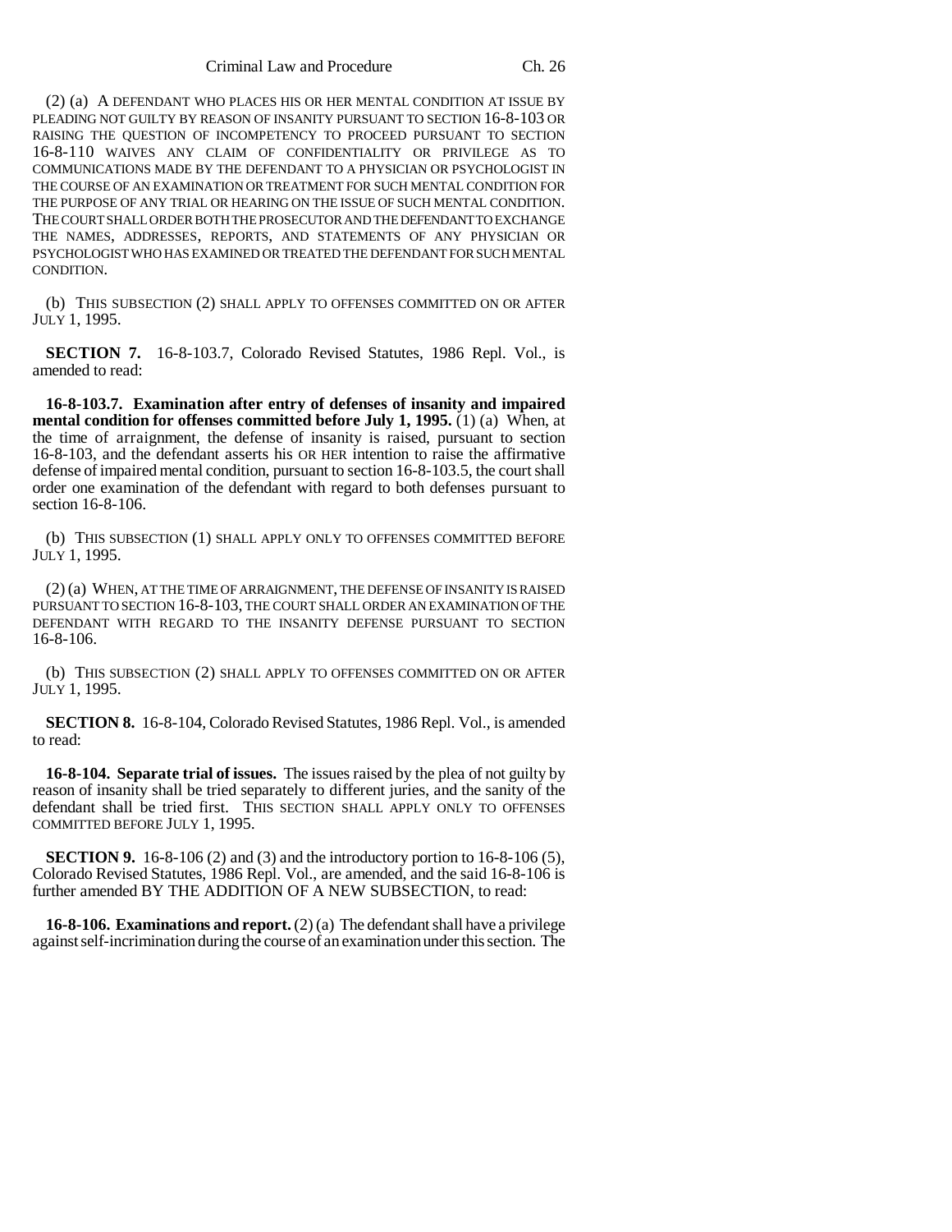(2) (a) A DEFENDANT WHO PLACES HIS OR HER MENTAL CONDITION AT ISSUE BY PLEADING NOT GUILTY BY REASON OF INSANITY PURSUANT TO SECTION 16-8-103 OR RAISING THE QUESTION OF INCOMPETENCY TO PROCEED PURSUANT TO SECTION 16-8-110 WAIVES ANY CLAIM OF CONFIDENTIALITY OR PRIVILEGE AS TO COMMUNICATIONS MADE BY THE DEFENDANT TO A PHYSICIAN OR PSYCHOLOGIST IN THE COURSE OF AN EXAMINATION OR TREATMENT FOR SUCH MENTAL CONDITION FOR THE PURPOSE OF ANY TRIAL OR HEARING ON THE ISSUE OF SUCH MENTAL CONDITION. THE COURT SHALL ORDER BOTH THE PROSECUTOR AND THE DEFENDANT TO EXCHANGE THE NAMES, ADDRESSES, REPORTS, AND STATEMENTS OF ANY PHYSICIAN OR PSYCHOLOGIST WHO HAS EXAMINED OR TREATED THE DEFENDANT FOR SUCH MENTAL CONDITION.

(b) THIS SUBSECTION (2) SHALL APPLY TO OFFENSES COMMITTED ON OR AFTER JULY 1, 1995.

**SECTION 7.** 16-8-103.7, Colorado Revised Statutes, 1986 Repl. Vol., is amended to read:

**16-8-103.7. Examination after entry of defenses of insanity and impaired mental condition for offenses committed before July 1, 1995.** (1) (a) When, at the time of arraignment, the defense of insanity is raised, pursuant to section 16-8-103, and the defendant asserts his OR HER intention to raise the affirmative defense of impaired mental condition, pursuant to section 16-8-103.5, the court shall order one examination of the defendant with regard to both defenses pursuant to section 16-8-106.

(b) THIS SUBSECTION (1) SHALL APPLY ONLY TO OFFENSES COMMITTED BEFORE JULY 1, 1995.

(2) (a) WHEN, AT THE TIME OF ARRAIGNMENT, THE DEFENSE OF INSANITY IS RAISED PURSUANT TO SECTION 16-8-103, THE COURT SHALL ORDER AN EXAMINATION OF THE DEFENDANT WITH REGARD TO THE INSANITY DEFENSE PURSUANT TO SECTION 16-8-106.

(b) THIS SUBSECTION (2) SHALL APPLY TO OFFENSES COMMITTED ON OR AFTER JULY 1, 1995.

**SECTION 8.** 16-8-104, Colorado Revised Statutes, 1986 Repl. Vol., is amended to read:

**16-8-104. Separate trial of issues.** The issues raised by the plea of not guilty by reason of insanity shall be tried separately to different juries, and the sanity of the defendant shall be tried first. THIS SECTION SHALL APPLY ONLY TO OFFENSES COMMITTED BEFORE JULY 1, 1995.

**SECTION 9.** 16-8-106 (2) and (3) and the introductory portion to 16-8-106 (5), Colorado Revised Statutes, 1986 Repl. Vol., are amended, and the said 16-8-106 is further amended BY THE ADDITION OF A NEW SUBSECTION, to read:

**16-8-106. Examinations and report.** (2) (a) The defendant shall have a privilege against self-incrimination during the course of an examination under this section. The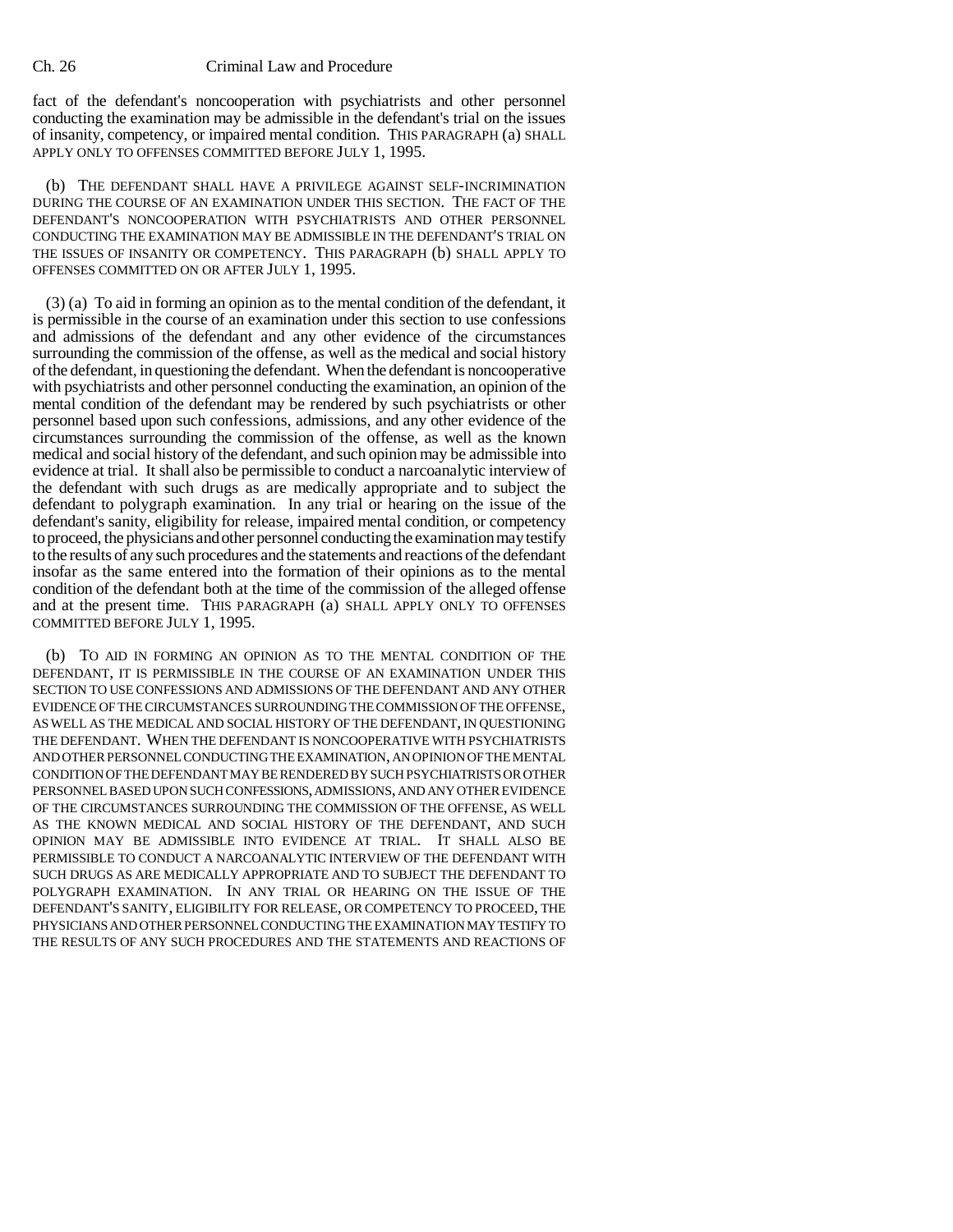fact of the defendant's noncooperation with psychiatrists and other personnel conducting the examination may be admissible in the defendant's trial on the issues of insanity, competency, or impaired mental condition. THIS PARAGRAPH (a) SHALL APPLY ONLY TO OFFENSES COMMITTED BEFORE JULY 1, 1995.

(b) THE DEFENDANT SHALL HAVE A PRIVILEGE AGAINST SELF-INCRIMINATION DURING THE COURSE OF AN EXAMINATION UNDER THIS SECTION. THE FACT OF THE DEFENDANT'S NONCOOPERATION WITH PSYCHIATRISTS AND OTHER PERSONNEL CONDUCTING THE EXAMINATION MAY BE ADMISSIBLE IN THE DEFENDANT'S TRIAL ON THE ISSUES OF INSANITY OR COMPETENCY. THIS PARAGRAPH (b) SHALL APPLY TO OFFENSES COMMITTED ON OR AFTER JULY 1, 1995.

(3) (a) To aid in forming an opinion as to the mental condition of the defendant, it is permissible in the course of an examination under this section to use confessions and admissions of the defendant and any other evidence of the circumstances surrounding the commission of the offense, as well as the medical and social history of the defendant, in questioning the defendant. When the defendant is noncooperative with psychiatrists and other personnel conducting the examination, an opinion of the mental condition of the defendant may be rendered by such psychiatrists or other personnel based upon such confessions, admissions, and any other evidence of the circumstances surrounding the commission of the offense, as well as the known medical and social history of the defendant, and such opinion may be admissible into evidence at trial. It shall also be permissible to conduct a narcoanalytic interview of the defendant with such drugs as are medically appropriate and to subject the defendant to polygraph examination. In any trial or hearing on the issue of the defendant's sanity, eligibility for release, impaired mental condition, or competency to proceed, the physicians and other personnel conducting the examination may testify to the results of any such procedures and the statements and reactions of the defendant insofar as the same entered into the formation of their opinions as to the mental condition of the defendant both at the time of the commission of the alleged offense and at the present time. THIS PARAGRAPH (a) SHALL APPLY ONLY TO OFFENSES COMMITTED BEFORE JULY 1, 1995.

(b) TO AID IN FORMING AN OPINION AS TO THE MENTAL CONDITION OF THE DEFENDANT, IT IS PERMISSIBLE IN THE COURSE OF AN EXAMINATION UNDER THIS SECTION TO USE CONFESSIONS AND ADMISSIONS OF THE DEFENDANT AND ANY OTHER EVIDENCE OF THE CIRCUMSTANCES SURROUNDING THE COMMISSION OF THE OFFENSE, AS WELL AS THE MEDICAL AND SOCIAL HISTORY OF THE DEFENDANT, IN QUESTIONING THE DEFENDANT. WHEN THE DEFENDANT IS NONCOOPERATIVE WITH PSYCHIATRISTS AND OTHER PERSONNEL CONDUCTING THE EXAMINATION, AN OPINION OF THE MENTAL CONDITION OF THE DEFENDANT MAY BE RENDERED BY SUCH PSYCHIATRISTS OR OTHER PERSONNEL BASED UPON SUCH CONFESSIONS, ADMISSIONS, AND ANY OTHER EVIDENCE OF THE CIRCUMSTANCES SURROUNDING THE COMMISSION OF THE OFFENSE, AS WELL AS THE KNOWN MEDICAL AND SOCIAL HISTORY OF THE DEFENDANT, AND SUCH OPINION MAY BE ADMISSIBLE INTO EVIDENCE AT TRIAL. IT SHALL ALSO BE PERMISSIBLE TO CONDUCT A NARCOANALYTIC INTERVIEW OF THE DEFENDANT WITH SUCH DRUGS AS ARE MEDICALLY APPROPRIATE AND TO SUBJECT THE DEFENDANT TO POLYGRAPH EXAMINATION. IN ANY TRIAL OR HEARING ON THE ISSUE OF THE DEFENDANT'S SANITY, ELIGIBILITY FOR RELEASE, OR COMPETENCY TO PROCEED, THE PHYSICIANS AND OTHER PERSONNEL CONDUCTING THE EXAMINATION MAY TESTIFY TO THE RESULTS OF ANY SUCH PROCEDURES AND THE STATEMENTS AND REACTIONS OF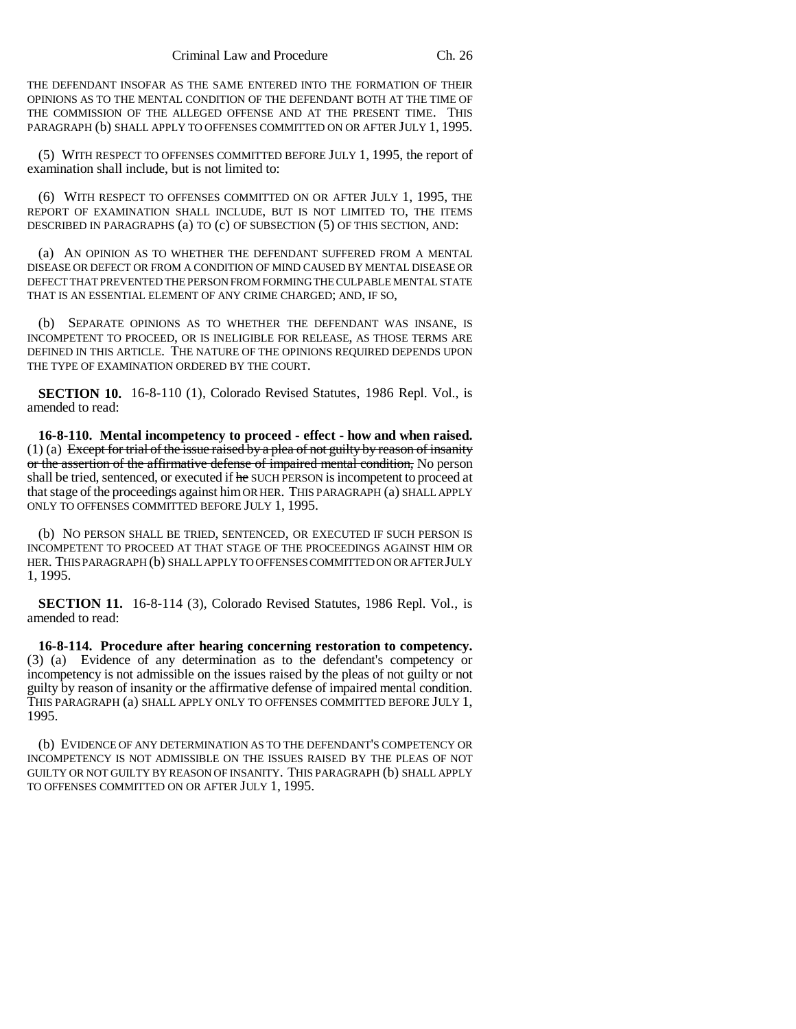THE DEFENDANT INSOFAR AS THE SAME ENTERED INTO THE FORMATION OF THEIR OPINIONS AS TO THE MENTAL CONDITION OF THE DEFENDANT BOTH AT THE TIME OF THE COMMISSION OF THE ALLEGED OFFENSE AND AT THE PRESENT TIME. THIS PARAGRAPH (b) SHALL APPLY TO OFFENSES COMMITTED ON OR AFTER JULY 1, 1995.

(5) WITH RESPECT TO OFFENSES COMMITTED BEFORE JULY 1, 1995, the report of examination shall include, but is not limited to:

(6) WITH RESPECT TO OFFENSES COMMITTED ON OR AFTER JULY 1, 1995, THE REPORT OF EXAMINATION SHALL INCLUDE, BUT IS NOT LIMITED TO, THE ITEMS DESCRIBED IN PARAGRAPHS (a) TO (c) OF SUBSECTION (5) OF THIS SECTION, AND:

(a) AN OPINION AS TO WHETHER THE DEFENDANT SUFFERED FROM A MENTAL DISEASE OR DEFECT OR FROM A CONDITION OF MIND CAUSED BY MENTAL DISEASE OR DEFECT THAT PREVENTED THE PERSON FROM FORMING THE CULPABLE MENTAL STATE THAT IS AN ESSENTIAL ELEMENT OF ANY CRIME CHARGED; AND, IF SO,

(b) SEPARATE OPINIONS AS TO WHETHER THE DEFENDANT WAS INSANE, IS INCOMPETENT TO PROCEED, OR IS INELIGIBLE FOR RELEASE, AS THOSE TERMS ARE DEFINED IN THIS ARTICLE. THE NATURE OF THE OPINIONS REQUIRED DEPENDS UPON THE TYPE OF EXAMINATION ORDERED BY THE COURT.

**SECTION 10.** 16-8-110 (1), Colorado Revised Statutes, 1986 Repl. Vol., is amended to read:

**16-8-110. Mental incompetency to proceed - effect - how and when raised.** (1) (a) ~~Except for trial of the issue raised by a plea of not guilty by reason of insanity or the assertion of the affirmative defense of impaired mental condition,~~ No person shall be tried, sentenced, or executed if ~~he~~ SUCH PERSON is incompetent to proceed at that stage of the proceedings against him OR HER. THIS PARAGRAPH (a) SHALL APPLY ONLY TO OFFENSES COMMITTED BEFORE JULY 1, 1995.

(b) NO PERSON SHALL BE TRIED, SENTENCED, OR EXECUTED IF SUCH PERSON IS INCOMPETENT TO PROCEED AT THAT STAGE OF THE PROCEEDINGS AGAINST HIM OR HER. THIS PARAGRAPH (b) SHALL APPLY TO OFFENSES COMMITTED ON OR AFTER JULY 1, 1995.

**SECTION 11.** 16-8-114 (3), Colorado Revised Statutes, 1986 Repl. Vol., is amended to read:

**16-8-114. Procedure after hearing concerning restoration to competency.** (3) (a) Evidence of any determination as to the defendant's competency or incompetency is not admissible on the issues raised by the pleas of not guilty or not guilty by reason of insanity or the affirmative defense of impaired mental condition. THIS PARAGRAPH (a) SHALL APPLY ONLY TO OFFENSES COMMITTED BEFORE JULY 1, 1995.

(b) EVIDENCE OF ANY DETERMINATION AS TO THE DEFENDANT'S COMPETENCY OR INCOMPETENCY IS NOT ADMISSIBLE ON THE ISSUES RAISED BY THE PLEAS OF NOT GUILTY OR NOT GUILTY BY REASON OF INSANITY. THIS PARAGRAPH (b) SHALL APPLY TO OFFENSES COMMITTED ON OR AFTER JULY 1, 1995.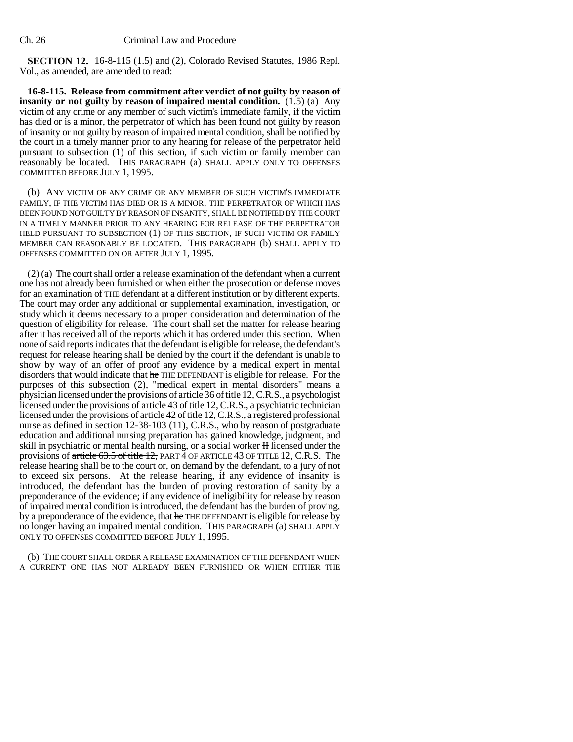**SECTION 12.** 16-8-115 (1.5) and (2), Colorado Revised Statutes, 1986 Repl. Vol., as amended, are amended to read:

**16-8-115. Release from commitment after verdict of not guilty by reason of insanity or not guilty by reason of impaired mental condition.** (1.5) (a) Any victim of any crime or any member of such victim's immediate family, if the victim has died or is a minor, the perpetrator of which has been found not guilty by reason of insanity or not guilty by reason of impaired mental condition, shall be notified by the court in a timely manner prior to any hearing for release of the perpetrator held pursuant to subsection (1) of this section, if such victim or family member can reasonably be located. THIS PARAGRAPH (a) SHALL APPLY ONLY TO OFFENSES COMMITTED BEFORE JULY 1, 1995.

(b) ANY VICTIM OF ANY CRIME OR ANY MEMBER OF SUCH VICTIM'S IMMEDIATE FAMILY, IF THE VICTIM HAS DIED OR IS A MINOR, THE PERPETRATOR OF WHICH HAS BEEN FOUND NOT GUILTY BY REASON OF INSANITY, SHALL BE NOTIFIED BY THE COURT IN A TIMELY MANNER PRIOR TO ANY HEARING FOR RELEASE OF THE PERPETRATOR HELD PURSUANT TO SUBSECTION (1) OF THIS SECTION, IF SUCH VICTIM OR FAMILY MEMBER CAN REASONABLY BE LOCATED. THIS PARAGRAPH (b) SHALL APPLY TO OFFENSES COMMITTED ON OR AFTER JULY 1, 1995.

(2) (a) The court shall order a release examination of the defendant when a current one has not already been furnished or when either the prosecution or defense moves for an examination of THE defendant at a different institution or by different experts. The court may order any additional or supplemental examination, investigation, or study which it deems necessary to a proper consideration and determination of the question of eligibility for release. The court shall set the matter for release hearing after it has received all of the reports which it has ordered under this section. When none of said reports indicates that the defendant is eligible for release, the defendant's request for release hearing shall be denied by the court if the defendant is unable to show by way of an offer of proof any evidence by a medical expert in mental disorders that would indicate that ~~he~~ THE DEFENDANT is eligible for release. For the purposes of this subsection (2), "medical expert in mental disorders" means a physician licensed under the provisions of article 36 of title 12, C.R.S., a psychologist licensed under the provisions of article 43 of title 12, C.R.S., a psychiatric technician licensed under the provisions of article 42 of title 12, C.R.S., a registered professional nurse as defined in section 12-38-103 (11), C.R.S., who by reason of postgraduate education and additional nursing preparation has gained knowledge, judgment, and skill in psychiatric or mental health nursing, or a social worker ~~II~~ licensed under the provisions of ~~article 63.5 of title 12,~~ PART 4 OF ARTICLE 43 OF TITLE 12, C.R.S. The release hearing shall be to the court or, on demand by the defendant, to a jury of not to exceed six persons. At the release hearing, if any evidence of insanity is introduced, the defendant has the burden of proving restoration of sanity by a preponderance of the evidence; if any evidence of ineligibility for release by reason of impaired mental condition is introduced, the defendant has the burden of proving, by a preponderance of the evidence, that ~~he~~ THE DEFENDANT is eligible for release by no longer having an impaired mental condition. THIS PARAGRAPH (a) SHALL APPLY ONLY TO OFFENSES COMMITTED BEFORE JULY 1, 1995.

(b) THE COURT SHALL ORDER A RELEASE EXAMINATION OF THE DEFENDANT WHEN A CURRENT ONE HAS NOT ALREADY BEEN FURNISHED OR WHEN EITHER THE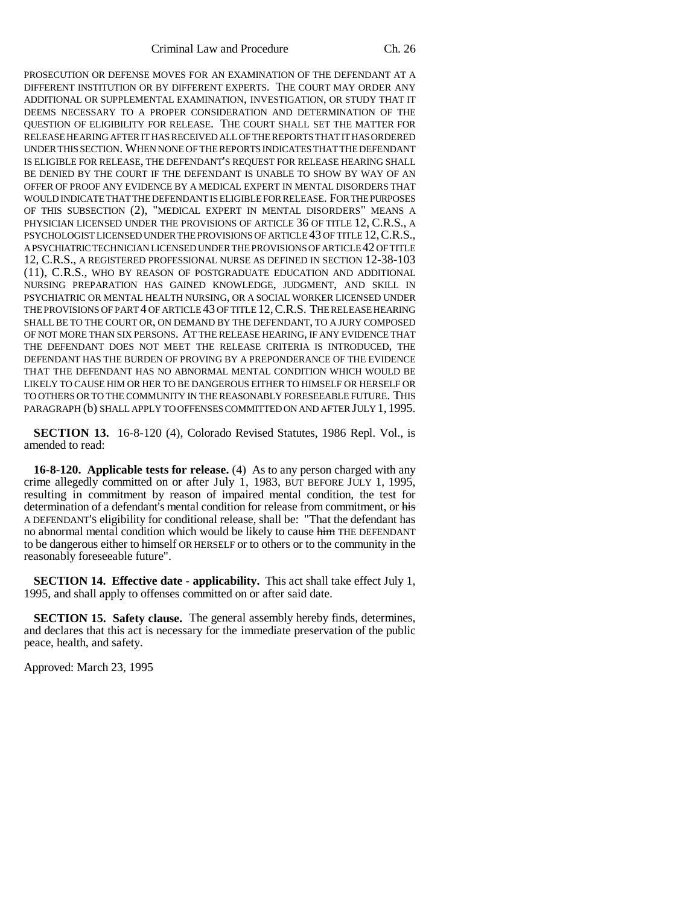PROSECUTION OR DEFENSE MOVES FOR AN EXAMINATION OF THE DEFENDANT AT A DIFFERENT INSTITUTION OR BY DIFFERENT EXPERTS. THE COURT MAY ORDER ANY ADDITIONAL OR SUPPLEMENTAL EXAMINATION, INVESTIGATION, OR STUDY THAT IT DEEMS NECESSARY TO A PROPER CONSIDERATION AND DETERMINATION OF THE QUESTION OF ELIGIBILITY FOR RELEASE. THE COURT SHALL SET THE MATTER FOR RELEASE HEARING AFTER IT HAS RECEIVED ALL OF THE REPORTS THAT IT HAS ORDERED UNDER THIS SECTION. WHEN NONE OF THE REPORTS INDICATES THAT THE DEFENDANT IS ELIGIBLE FOR RELEASE, THE DEFENDANT'S REQUEST FOR RELEASE HEARING SHALL BE DENIED BY THE COURT IF THE DEFENDANT IS UNABLE TO SHOW BY WAY OF AN OFFER OF PROOF ANY EVIDENCE BY A MEDICAL EXPERT IN MENTAL DISORDERS THAT WOULD INDICATE THAT THE DEFENDANT IS ELIGIBLE FOR RELEASE. FOR THE PURPOSES OF THIS SUBSECTION (2), "MEDICAL EXPERT IN MENTAL DISORDERS" MEANS A PHYSICIAN LICENSED UNDER THE PROVISIONS OF ARTICLE 36 OF TITLE 12, C.R.S., A PSYCHOLOGIST LICENSED UNDER THE PROVISIONS OF ARTICLE 43 OF TITLE 12, C.R.S., A PSYCHIATRIC TECHNICIAN LICENSED UNDER THE PROVISIONS OF ARTICLE 42 OF TITLE 12, C.R.S., A REGISTERED PROFESSIONAL NURSE AS DEFINED IN SECTION 12-38-103 (11), C.R.S., WHO BY REASON OF POSTGRADUATE EDUCATION AND ADDITIONAL NURSING PREPARATION HAS GAINED KNOWLEDGE, JUDGMENT, AND SKILL IN PSYCHIATRIC OR MENTAL HEALTH NURSING, OR A SOCIAL WORKER LICENSED UNDER THE PROVISIONS OF PART 4 OF ARTICLE 43 OF TITLE 12, C.R.S. THE RELEASE HEARING SHALL BE TO THE COURT OR, ON DEMAND BY THE DEFENDANT, TO A JURY COMPOSED OF NOT MORE THAN SIX PERSONS. AT THE RELEASE HEARING, IF ANY EVIDENCE THAT THE DEFENDANT DOES NOT MEET THE RELEASE CRITERIA IS INTRODUCED, THE DEFENDANT HAS THE BURDEN OF PROVING BY A PREPONDERANCE OF THE EVIDENCE THAT THE DEFENDANT HAS NO ABNORMAL MENTAL CONDITION WHICH WOULD BE LIKELY TO CAUSE HIM OR HER TO BE DANGEROUS EITHER TO HIMSELF OR HERSELF OR TO OTHERS OR TO THE COMMUNITY IN THE REASONABLY FORESEEABLE FUTURE. THIS PARAGRAPH (b) SHALL APPLY TO OFFENSES COMMITTED ON AND AFTER JULY 1, 1995.

**SECTION 13.** 16-8-120 (4), Colorado Revised Statutes, 1986 Repl. Vol., is amended to read:

**16-8-120. Applicable tests for release.** (4) As to any person charged with any crime allegedly committed on or after July 1, 1983, BUT BEFORE JULY 1, 1995, resulting in commitment by reason of impaired mental condition, the test for determination of a defendant's mental condition for release from commitment, or his A DEFENDANT'S eligibility for conditional release, shall be: "That the defendant has no abnormal mental condition which would be likely to cause him THE DEFENDANT to be dangerous either to himself OR HERSELF or to others or to the community in the reasonably foreseeable future".

**SECTION 14. Effective date - applicability.** This act shall take effect July 1, 1995, and shall apply to offenses committed on or after said date.

**SECTION 15. Safety clause.** The general assembly hereby finds, determines, and declares that this act is necessary for the immediate preservation of the public peace, health, and safety.

Approved: March 23, 1995